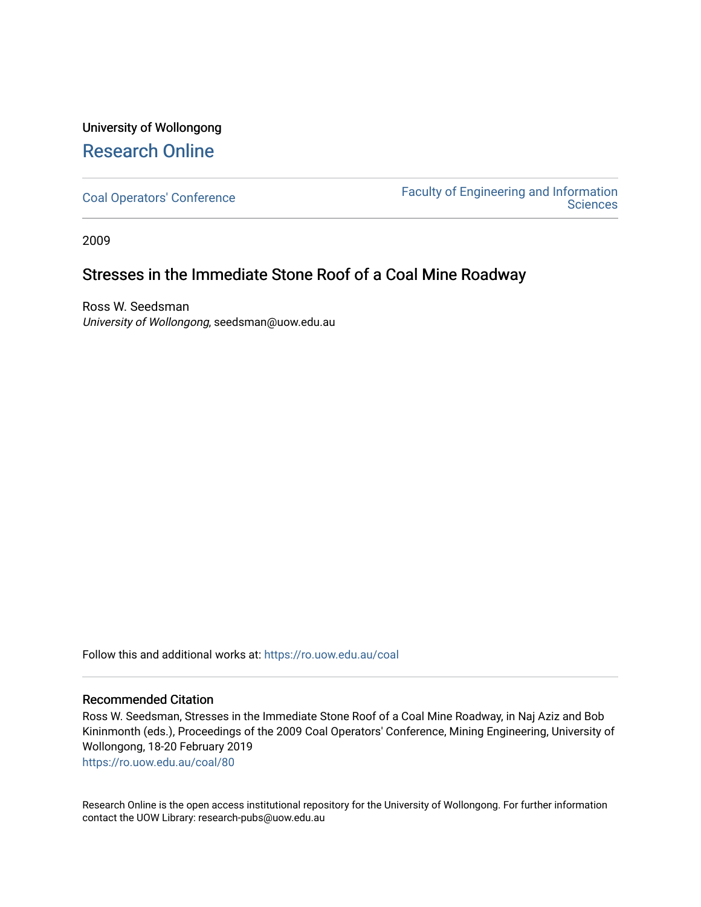University of Wollongong

# Research Online

Coal Operators' Conference

Faculty of Engineering and Information Sciences

2009

## Stresses in the Immediate Stone Roof of a Coal Mine Roadway

Ross W. Seedsman
*University of Wollongong*, seedsman@uow.edu.au

Follow this and additional works at: https://ro.uow.edu.au/coal

### Recommended Citation

Ross W. Seedsman, Stresses in the Immediate Stone Roof of a Coal Mine Roadway, in Naj Aziz and Bob Kininmonth (eds.), Proceedings of the 2009 Coal Operators' Conference, Mining Engineering, University of Wollongong, 18-20 February 2019
https://ro.uow.edu.au/coal/80

Research Online is the open access institutional repository for the University of Wollongong. For further information contact the UOW Library: research-pubs@uow.edu.au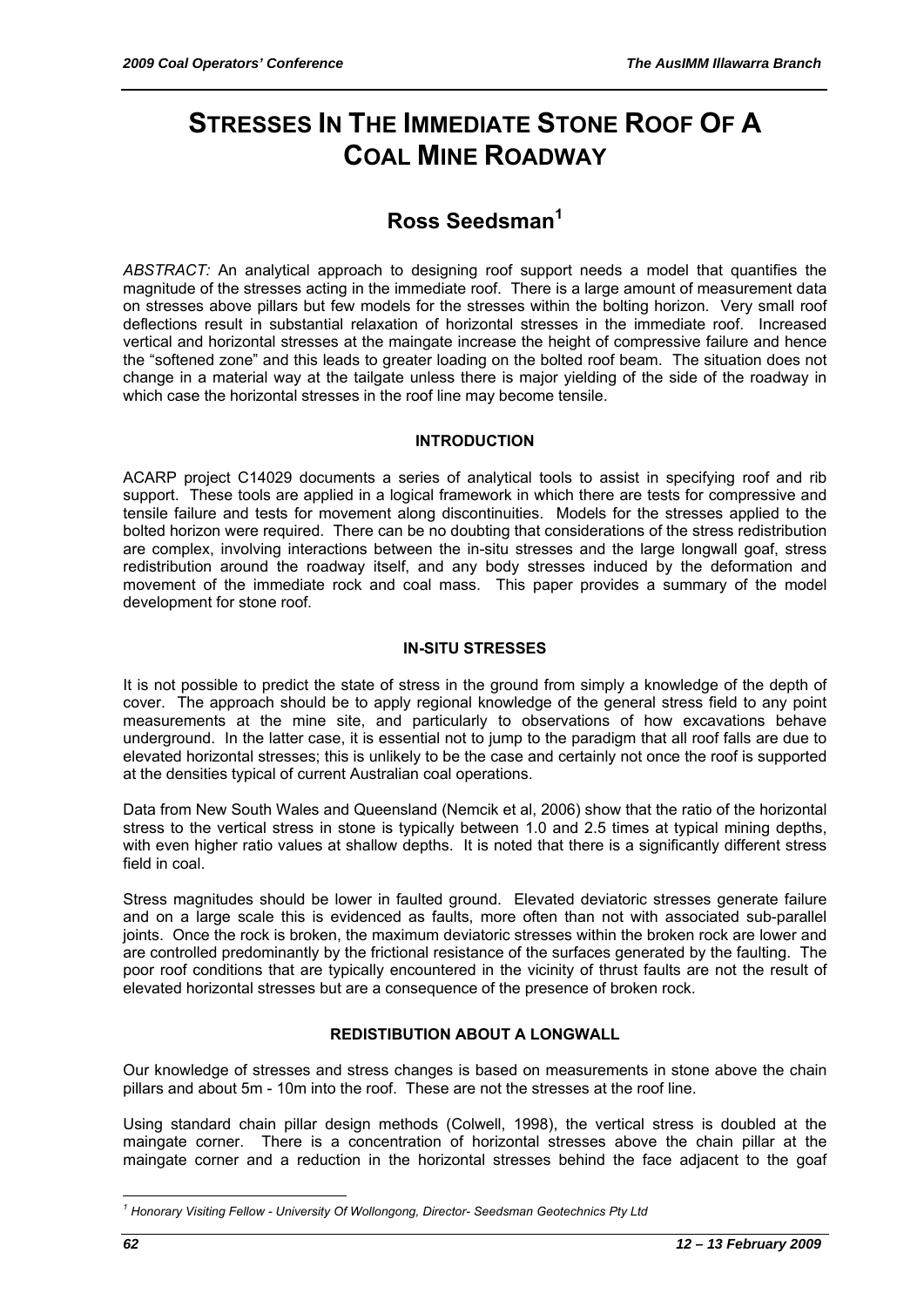# STRESSES IN THE IMMEDIATE STONE ROOF OF A COAL MINE ROADWAY

## Ross Seedsman[1]

*ABSTRACT:* An analytical approach to designing roof support needs a model that quantifies the magnitude of the stresses acting in the immediate roof. There is a large amount of measurement data on stresses above pillars but few models for the stresses within the bolting horizon. Very small roof deflections result in substantial relaxation of horizontal stresses in the immediate roof. Increased vertical and horizontal stresses at the maingate increase the height of compressive failure and hence the "softened zone" and this leads to greater loading on the bolted roof beam. The situation does not change in a material way at the tailgate unless there is major yielding of the side of the roadway in which case the horizontal stresses in the roof line may become tensile.

### INTRODUCTION

ACARP project C14029 documents a series of analytical tools to assist in specifying roof and rib support. These tools are applied in a logical framework in which there are tests for compressive and tensile failure and tests for movement along discontinuities. Models for the stresses applied to the bolted horizon were required. There can be no doubting that considerations of the stress redistribution are complex, involving interactions between the in-situ stresses and the large longwall goaf, stress redistribution around the roadway itself, and any body stresses induced by the deformation and movement of the immediate rock and coal mass. This paper provides a summary of the model development for stone roof.

### IN-SITU STRESSES

It is not possible to predict the state of stress in the ground from simply a knowledge of the depth of cover. The approach should be to apply regional knowledge of the general stress field to any point measurements at the mine site, and particularly to observations of how excavations behave underground. In the latter case, it is essential not to jump to the paradigm that all roof falls are due to elevated horizontal stresses; this is unlikely to be the case and certainly not once the roof is supported at the densities typical of current Australian coal operations.

Data from New South Wales and Queensland (Nemcik et al, 2006) show that the ratio of the horizontal stress to the vertical stress in stone is typically between 1.0 and 2.5 times at typical mining depths, with even higher ratio values at shallow depths. It is noted that there is a significantly different stress field in coal.

Stress magnitudes should be lower in faulted ground. Elevated deviatoric stresses generate failure and on a large scale this is evidenced as faults, more often than not with associated sub-parallel joints. Once the rock is broken, the maximum deviatoric stresses within the broken rock are lower and are controlled predominantly by the frictional resistance of the surfaces generated by the faulting. The poor roof conditions that are typically encountered in the vicinity of thrust faults are not the result of elevated horizontal stresses but are a consequence of the presence of broken rock.

### REDISTIBUTION ABOUT A LONGWALL

Our knowledge of stresses and stress changes is based on measurements in stone above the chain pillars and about 5m - 10m into the roof. These are not the stresses at the roof line.

Using standard chain pillar design methods (Colwell, 1998), the vertical stress is doubled at the maingate corner. There is a concentration of horizontal stresses above the chain pillar at the maingate corner and a reduction in the horizontal stresses behind the face adjacent to the goaf

[1] *Honorary Visiting Fellow - University Of Wollongong, Director- Seedsman Geotechnics Pty Ltd*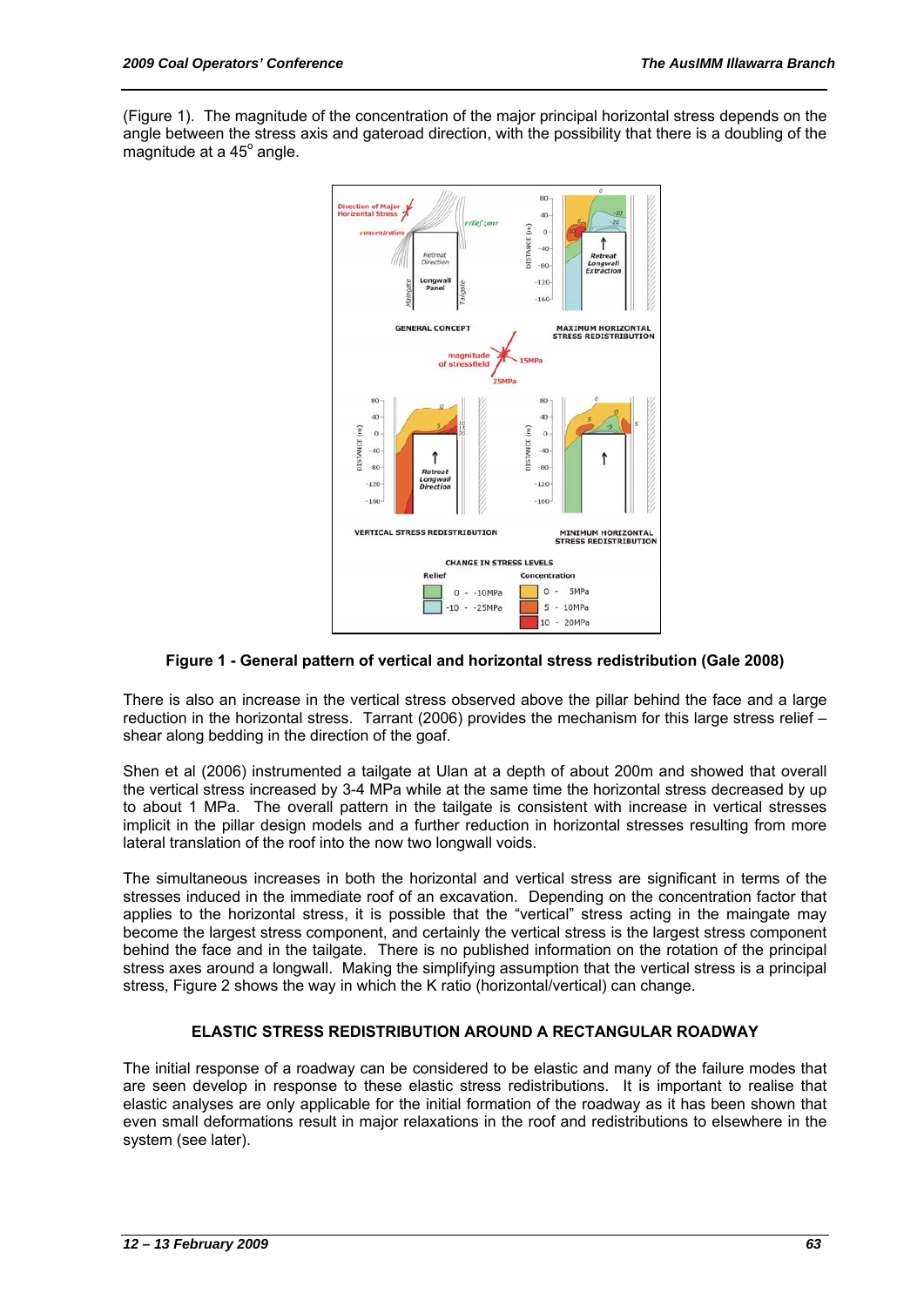(Figure 1). The magnitude of the concentration of the major principal horizontal stress depends on the angle between the stress axis and gateroad direction, with the possibility that there is a doubling of the magnitude at a 45$^{o}$ angle.

**Figure 1 - General pattern of vertical and horizontal stress redistribution (Gale 2008)**

There is also an increase in the vertical stress observed above the pillar behind the face and a large reduction in the horizontal stress. Tarrant (2006) provides the mechanism for this large stress relief – shear along bedding in the direction of the goaf.

Shen et al (2006) instrumented a tailgate at Ulan at a depth of about 200m and showed that overall the vertical stress increased by 3-4 MPa while at the same time the horizontal stress decreased by up to about 1 MPa. The overall pattern in the tailgate is consistent with increase in vertical stresses implicit in the pillar design models and a further reduction in horizontal stresses resulting from more lateral translation of the roof into the now two longwall voids.

The simultaneous increases in both the horizontal and vertical stress are significant in terms of the stresses induced in the immediate roof of an excavation. Depending on the concentration factor that applies to the horizontal stress, it is possible that the "vertical" stress acting in the maingate may become the largest stress component, and certainly the vertical stress is the largest stress component behind the face and in the tailgate. There is no published information on the rotation of the principal stress axes around a longwall. Making the simplifying assumption that the vertical stress is a principal stress, Figure 2 shows the way in which the K ratio (horizontal/vertical) can change.

## ELASTIC STRESS REDISTRIBUTION AROUND A RECTANGULAR ROADWAY

The initial response of a roadway can be considered to be elastic and many of the failure modes that are seen develop in response to these elastic stress redistributions. It is important to realise that elastic analyses are only applicable for the initial formation of the roadway as it has been shown that even small deformations result in major relaxations in the roof and redistributions to elsewhere in the system (see later).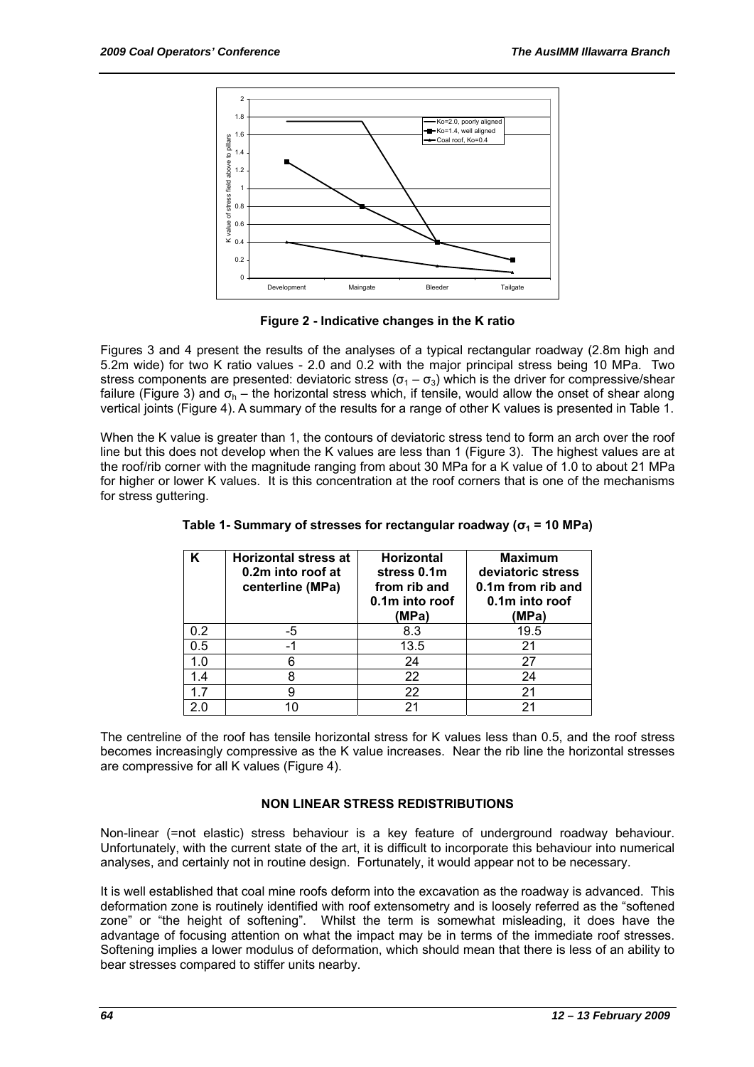**Figure 2 - Indicative changes in the K ratio**

Figures 3 and 4 present the results of the analyses of a typical rectangular roadway (2.8m high and 5.2m wide) for two K ratio values - 2.0 and 0.2 with the major principal stress being 10 MPa. Two stress components are presented: deviatoric stress ($\sigma_1 - \sigma_3$) which is the driver for compressive/shear failure (Figure 3) and $\sigma_h$ – the horizontal stress which, if tensile, would allow the onset of shear along vertical joints (Figure 4). A summary of the results for a range of other K values is presented in Table 1.

When the K value is greater than 1, the contours of deviatoric stress tend to form an arch over the roof line but this does not develop when the K values are less than 1 (Figure 3). The highest values are at the roof/rib corner with the magnitude ranging from about 30 MPa for a K value of 1.0 to about 21 MPa for higher or lower K values. It is this concentration at the roof corners that is one of the mechanisms for stress guttering.

**Table 1- Summary of stresses for rectangular roadway ($\sigma_1$ = 10 MPa)**

| K | Horizontal stress at 0.2m into roof at centerline (MPa) | Horizontal stress 0.1m from rib and 0.1m into roof (MPa) | Maximum deviatoric stress 0.1m from rib and 0.1m into roof (MPa) |
|---|---|---|---|
| 0.2 | -5 | 8.3 | 19.5 |
| 0.5 | -1 | 13.5 | 21 |
| 1.0 | 6 | 24 | 27 |
| 1.4 | 8 | 22 | 24 |
| 1.7 | 9 | 22 | 21 |
| 2.0 | 10 | 21 | 21 |

The centreline of the roof has tensile horizontal stress for K values less than 0.5, and the roof stress becomes increasingly compressive as the K value increases. Near the rib line the horizontal stresses are compressive for all K values (Figure 4).

## NON LINEAR STRESS REDISTRIBUTIONS

Non-linear (=not elastic) stress behaviour is a key feature of underground roadway behaviour. Unfortunately, with the current state of the art, it is difficult to incorporate this behaviour into numerical analyses, and certainly not in routine design. Fortunately, it would appear not to be necessary.

It is well established that coal mine roofs deform into the excavation as the roadway is advanced. This deformation zone is routinely identified with roof extensometry and is loosely referred as the "softened zone" or "the height of softening". Whilst the term is somewhat misleading, it does have the advantage of focusing attention on what the impact may be in terms of the immediate roof stresses. Softening implies a lower modulus of deformation, which should mean that there is less of an ability to bear stresses compared to stiffer units nearby.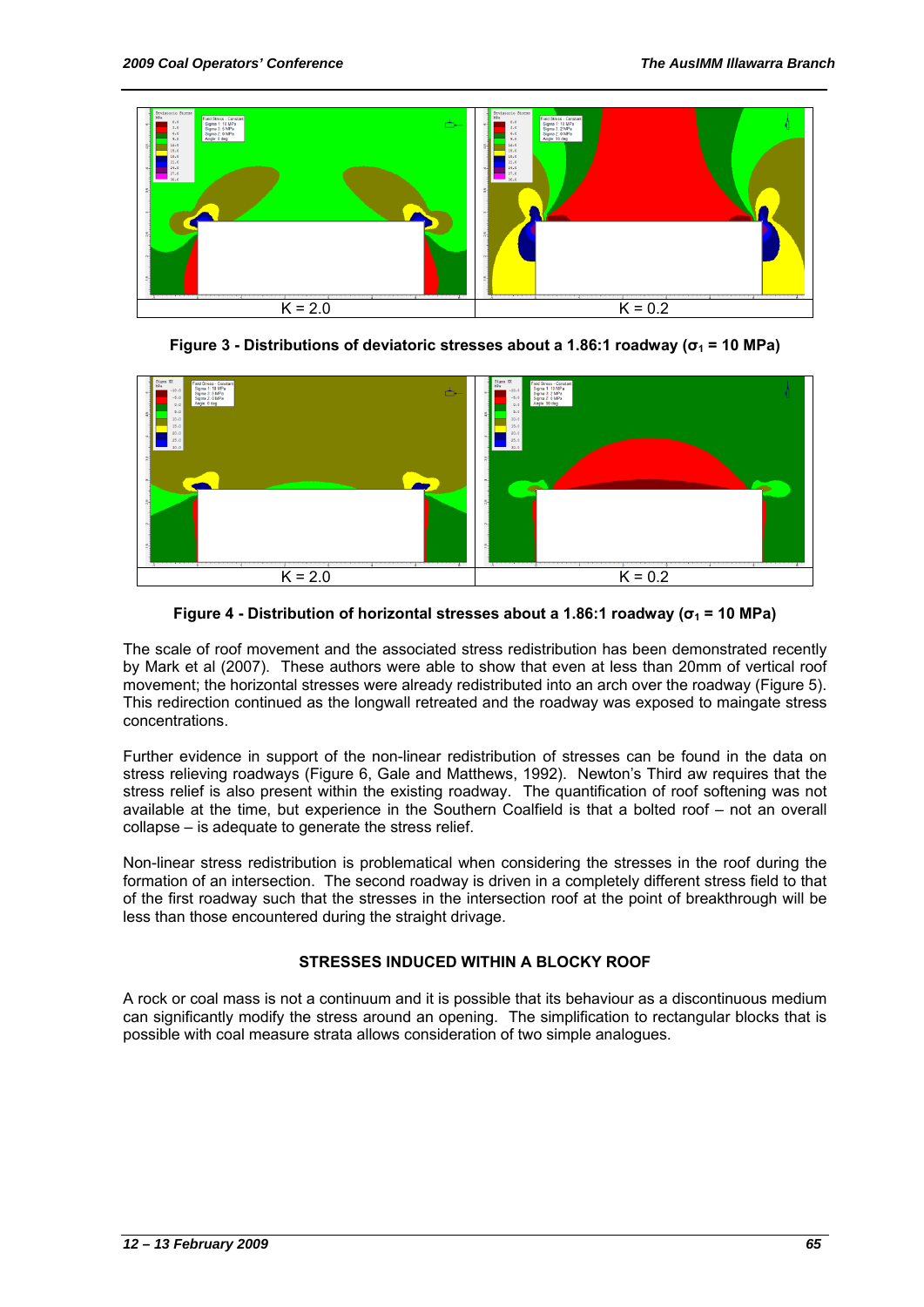K = 2.0

K = 0.2

**Figure 3 - Distributions of deviatoric stresses about a 1.86:1 roadway ($\sigma_1$ = 10 MPa)**

K = 2.0

K = 0.2

**Figure 4 - Distribution of horizontal stresses about a 1.86:1 roadway ($\sigma_1$ = 10 MPa)**

The scale of roof movement and the associated stress redistribution has been demonstrated recently by Mark et al (2007). These authors were able to show that even at less than 20mm of vertical roof movement; the horizontal stresses were already redistributed into an arch over the roadway (Figure 5). This redirection continued as the longwall retreated and the roadway was exposed to maingate stress concentrations.

Further evidence in support of the non-linear redistribution of stresses can be found in the data on stress relieving roadways (Figure 6, Gale and Matthews, 1992). Newton's Third aw requires that the stress relief is also present within the existing roadway. The quantification of roof softening was not available at the time, but experience in the Southern Coalfield is that a bolted roof – not an overall collapse – is adequate to generate the stress relief.

Non-linear stress redistribution is problematical when considering the stresses in the roof during the formation of an intersection. The second roadway is driven in a completely different stress field to that of the first roadway such that the stresses in the intersection roof at the point of breakthrough will be less than those encountered during the straight drivage.

## STRESSES INDUCED WITHIN A BLOCKY ROOF

A rock or coal mass is not a continuum and it is possible that its behaviour as a discontinuous medium can significantly modify the stress around an opening. The simplification to rectangular blocks that is possible with coal measure strata allows consideration of two simple analogues.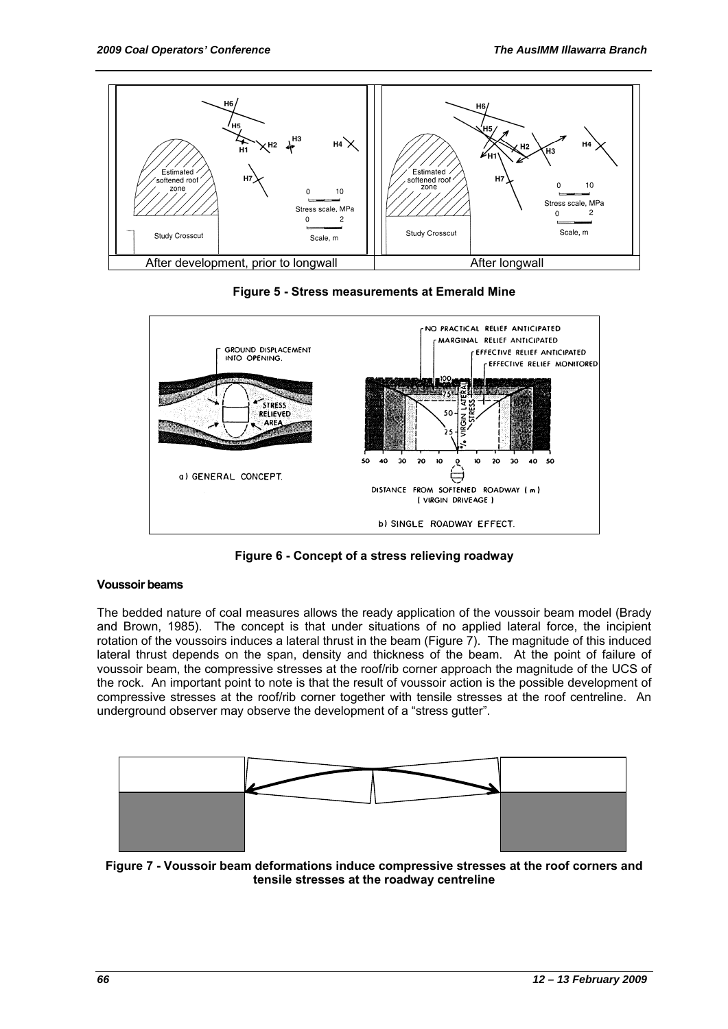**Figure 5 - Stress measurements at Emerald Mine**

**Figure 6 - Concept of a stress relieving roadway**

#### Voussoir beams

The bedded nature of coal measures allows the ready application of the voussoir beam model (Brady and Brown, 1985). The concept is that under situations of no applied lateral force, the incipient rotation of the voussoirs induces a lateral thrust in the beam (Figure 7). The magnitude of this induced lateral thrust depends on the span, density and thickness of the beam. At the point of failure of voussoir beam, the compressive stresses at the roof/rib corner approach the magnitude of the UCS of the rock. An important point to note is that the result of voussoir action is the possible development of compressive stresses at the roof/rib corner together with tensile stresses at the roof centreline. An underground observer may observe the development of a "stress gutter".

**Figure 7 - Voussoir beam deformations induce compressive stresses at the roof corners and tensile stresses at the roadway centreline**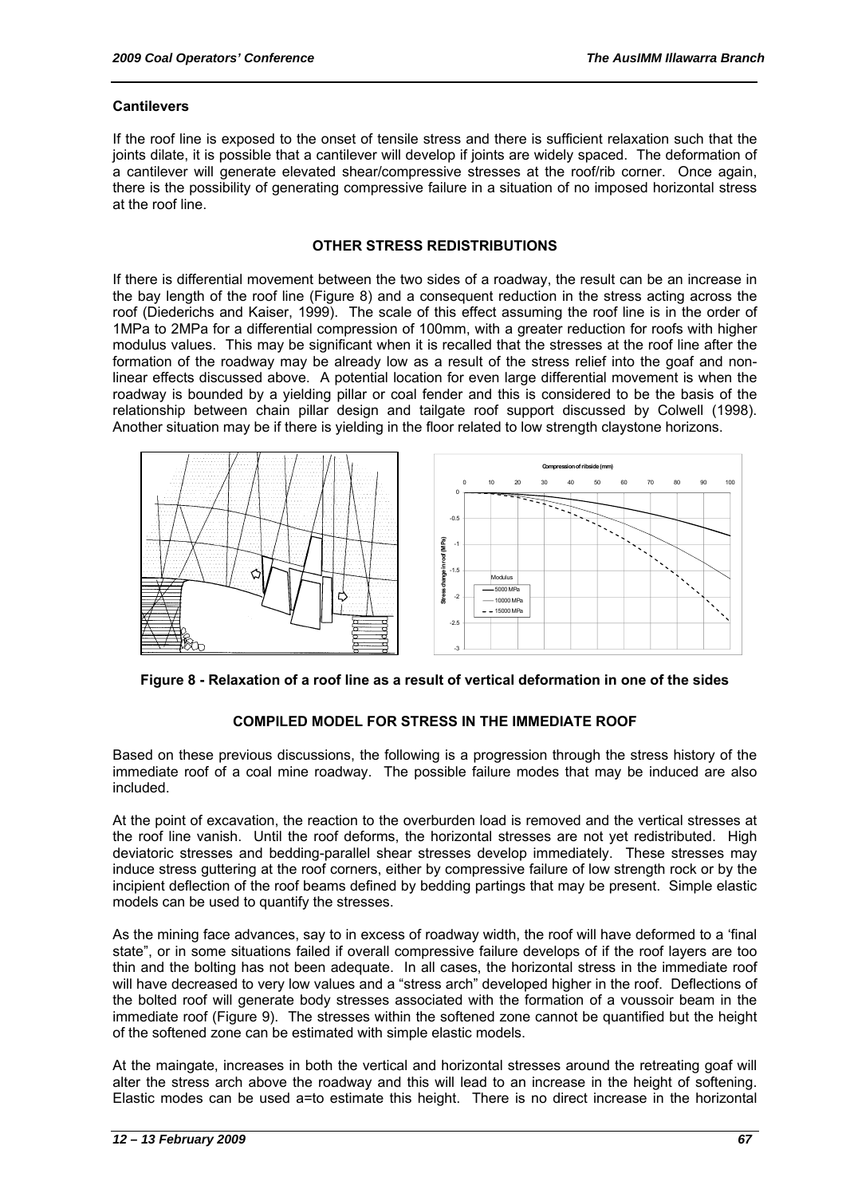### Cantilevers

If the roof line is exposed to the onset of tensile stress and there is sufficient relaxation such that the joints dilate, it is possible that a cantilever will develop if joints are widely spaced. The deformation of a cantilever will generate elevated shear/compressive stresses at the roof/rib corner. Once again, there is the possibility of generating compressive failure in a situation of no imposed horizontal stress at the roof line.

## OTHER STRESS REDISTRIBUTIONS

If there is differential movement between the two sides of a roadway, the result can be an increase in the bay length of the roof line (Figure 8) and a consequent reduction in the stress acting across the roof (Diederichs and Kaiser, 1999). The scale of this effect assuming the roof line is in the order of 1MPa to 2MPa for a differential compression of 100mm, with a greater reduction for roofs with higher modulus values. This may be significant when it is recalled that the stresses at the roof line after the formation of the roadway may be already low as a result of the stress relief into the goaf and non-linear effects discussed above. A potential location for even large differential movement is when the roadway is bounded by a yielding pillar or coal fender and this is considered to be the basis of the relationship between chain pillar design and tailgate roof support discussed by Colwell (1998). Another situation may be if there is yielding in the floor related to low strength claystone horizons.

**Figure 8 - Relaxation of a roof line as a result of vertical deformation in one of the sides**

## COMPILED MODEL FOR STRESS IN THE IMMEDIATE ROOF

Based on these previous discussions, the following is a progression through the stress history of the immediate roof of a coal mine roadway. The possible failure modes that may be induced are also included.

At the point of excavation, the reaction to the overburden load is removed and the vertical stresses at the roof line vanish. Until the roof deforms, the horizontal stresses are not yet redistributed. High deviatoric stresses and bedding-parallel shear stresses develop immediately. These stresses may induce stress guttering at the roof corners, either by compressive failure of low strength rock or by the incipient deflection of the roof beams defined by bedding partings that may be present. Simple elastic models can be used to quantify the stresses.

As the mining face advances, say to in excess of roadway width, the roof will have deformed to a 'final state", or in some situations failed if overall compressive failure develops of if the roof layers are too thin and the bolting has not been adequate. In all cases, the horizontal stress in the immediate roof will have decreased to very low values and a "stress arch" developed higher in the roof. Deflections of the bolted roof will generate body stresses associated with the formation of a voussoir beam in the immediate roof (Figure 9). The stresses within the softened zone cannot be quantified but the height of the softened zone can be estimated with simple elastic models.

At the maingate, increases in both the vertical and horizontal stresses around the retreating goaf will alter the stress arch above the roadway and this will lead to an increase in the height of softening. Elastic modes can be used a=to estimate this height. There is no direct increase in the horizontal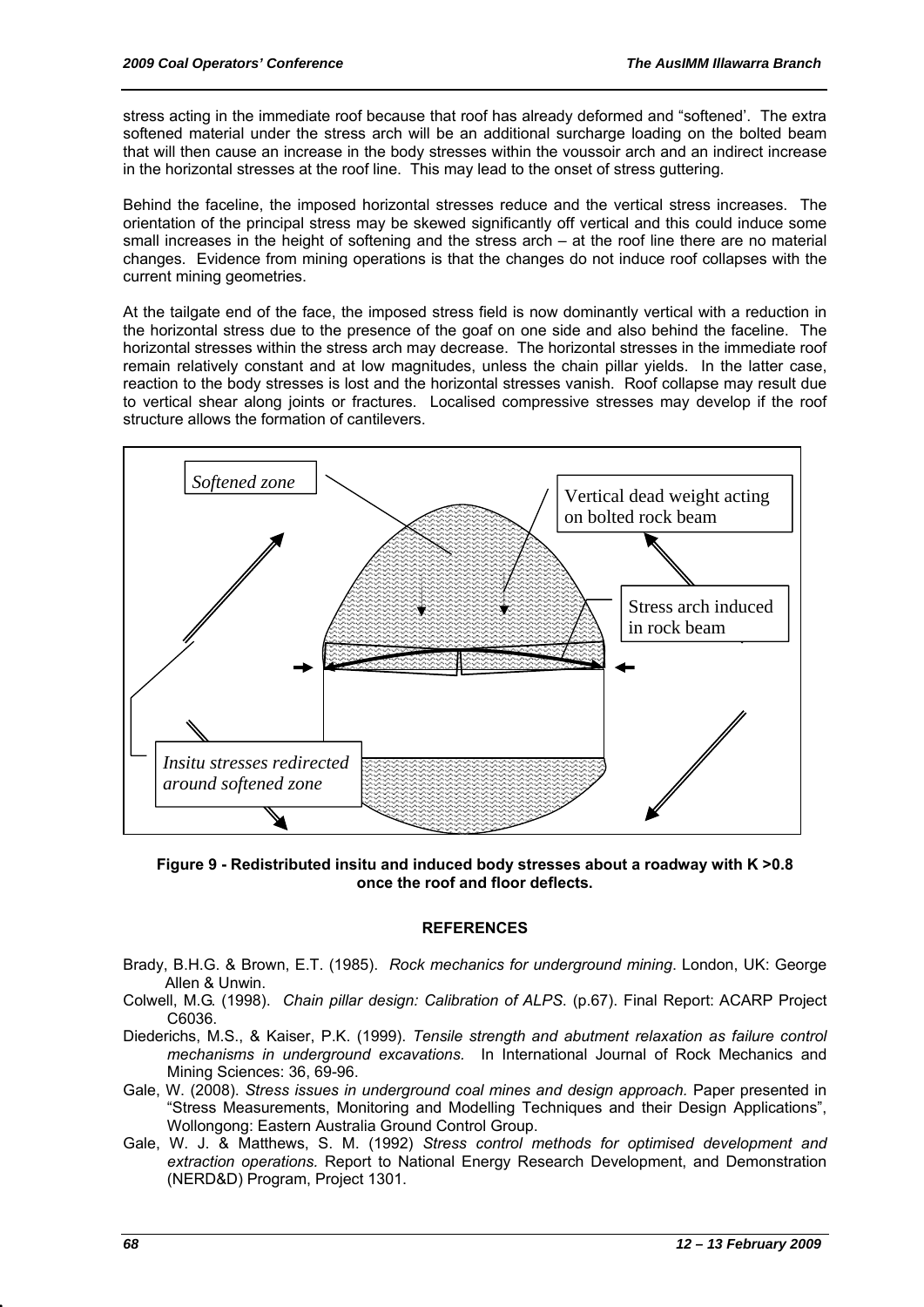stress acting in the immediate roof because that roof has already deformed and "softened'. The extra softened material under the stress arch will be an additional surcharge loading on the bolted beam that will then cause an increase in the body stresses within the voussoir arch and an indirect increase in the horizontal stresses at the roof line. This may lead to the onset of stress guttering.

Behind the faceline, the imposed horizontal stresses reduce and the vertical stress increases. The orientation of the principal stress may be skewed significantly off vertical and this could induce some small increases in the height of softening and the stress arch – at the roof line there are no material changes. Evidence from mining operations is that the changes do not induce roof collapses with the current mining geometries.

At the tailgate end of the face, the imposed stress field is now dominantly vertical with a reduction in the horizontal stress due to the presence of the goaf on one side and also behind the faceline. The horizontal stresses within the stress arch may decrease. The horizontal stresses in the immediate roof remain relatively constant and at low magnitudes, unless the chain pillar yields. In the latter case, reaction to the body stresses is lost and the horizontal stresses vanish. Roof collapse may result due to vertical shear along joints or fractures. Localised compressive stresses may develop if the roof structure allows the formation of cantilevers.

*Softened zone*

Vertical dead weight acting on bolted rock beam

Stress arch induced in rock beam

*Insitu stresses redirected around softened zone*

**Figure 9 - Redistributed insitu and induced body stresses about a roadway with K >0.8 once the roof and floor deflects.**

## REFERENCES

Brady, B.H.G. & Brown, E.T. (1985). *Rock mechanics for underground mining*. London, UK: George Allen & Unwin.

Colwell, M.G. (1998). *Chain pillar design: Calibration of ALPS*. (p.67). Final Report: ACARP Project C6036.

Diederichs, M.S., & Kaiser, P.K. (1999). *Tensile strength and abutment relaxation as failure control mechanisms in underground excavations.* In International Journal of Rock Mechanics and Mining Sciences: 36, 69-96.

Gale, W. (2008). *Stress issues in underground coal mines and design approach.* Paper presented in "Stress Measurements, Monitoring and Modelling Techniques and their Design Applications", Wollongong: Eastern Australia Ground Control Group.

Gale, W. J. & Matthews, S. M. (1992) *Stress control methods for optimised development and extraction operations.* Report to National Energy Research Development, and Demonstration (NERD&D) Program, Project 1301.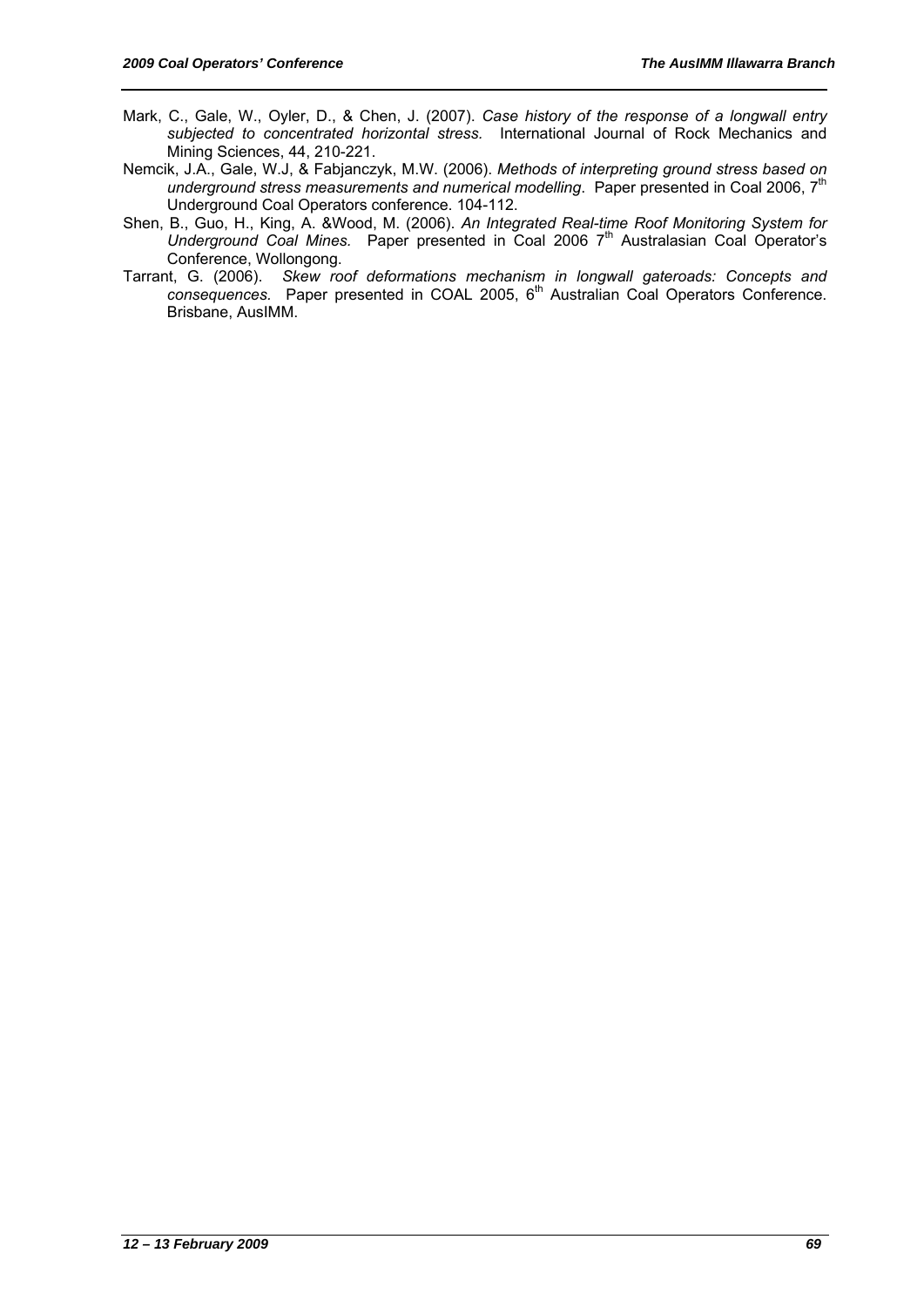Mark, C., Gale, W., Oyler, D., & Chen, J. (2007). *Case history of the response of a longwall entry subjected to concentrated horizontal stress.* International Journal of Rock Mechanics and Mining Sciences, 44, 210-221.

Nemcik, J.A., Gale, W.J, & Fabjanczyk, M.W. (2006). *Methods of interpreting ground stress based on underground stress measurements and numerical modelling*. Paper presented in Coal 2006, 7th Underground Coal Operators conference. 104-112.

Shen, B., Guo, H., King, A. &Wood, M. (2006). *An Integrated Real-time Roof Monitoring System for Underground Coal Mines.* Paper presented in Coal 2006 7th Australasian Coal Operator's Conference, Wollongong.

Tarrant, G. (2006). *Skew roof deformations mechanism in longwall gateroads: Concepts and consequences.* Paper presented in COAL 2005, 6th Australian Coal Operators Conference. Brisbane, AusIMM.